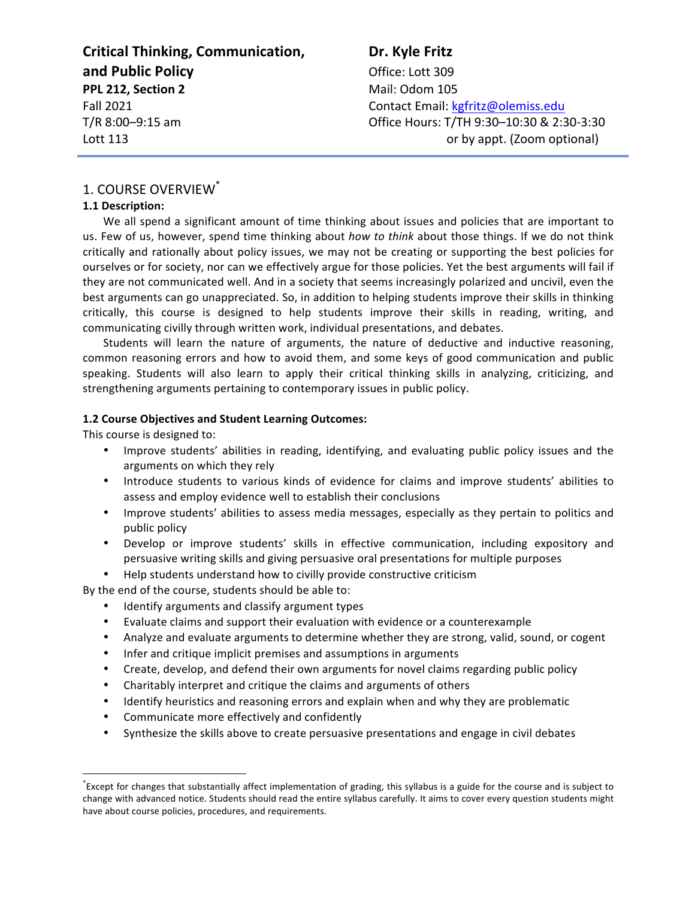**Critical Thinking, Communication, and Public Policy**
**PPL 212, Section 2**
Fall 2021
T/R 8:00–9:15 am
Lott 113

**Dr. Kyle Fritz**
Office: Lott 309
Mail: Odom 105
Contact Email: kgfritz@olemiss.edu
Office Hours: T/TH 9:30–10:30 & 2:30-3:30
or by appt. (Zoom optional)

# 1. COURSE OVERVIEW*

**1.1 Description:**

We all spend a significant amount of time thinking about issues and policies that are important to us. Few of us, however, spend time thinking about *how to think* about those things. If we do not think critically and rationally about policy issues, we may not be creating or supporting the best policies for ourselves or for society, nor can we effectively argue for those policies. Yet the best arguments will fail if they are not communicated well. And in a society that seems increasingly polarized and uncivil, even the best arguments can go unappreciated. So, in addition to helping students improve their skills in thinking critically, this course is designed to help students improve their skills in reading, writing, and communicating civilly through written work, individual presentations, and debates.

Students will learn the nature of arguments, the nature of deductive and inductive reasoning, common reasoning errors and how to avoid them, and some keys of good communication and public speaking. Students will also learn to apply their critical thinking skills in analyzing, criticizing, and strengthening arguments pertaining to contemporary issues in public policy.

**1.2 Course Objectives and Student Learning Outcomes:**

This course is designed to:

- Improve students' abilities in reading, identifying, and evaluating public policy issues and the arguments on which they rely
- Introduce students to various kinds of evidence for claims and improve students' abilities to assess and employ evidence well to establish their conclusions
- Improve students' abilities to assess media messages, especially as they pertain to politics and public policy
- Develop or improve students' skills in effective communication, including expository and persuasive writing skills and giving persuasive oral presentations for multiple purposes
- Help students understand how to civilly provide constructive criticism

By the end of the course, students should be able to:

- Identify arguments and classify argument types
- Evaluate claims and support their evaluation with evidence or a counterexample
- Analyze and evaluate arguments to determine whether they are strong, valid, sound, or cogent
- Infer and critique implicit premises and assumptions in arguments
- Create, develop, and defend their own arguments for novel claims regarding public policy
- Charitably interpret and critique the claims and arguments of others
- Identify heuristics and reasoning errors and explain when and why they are problematic
- Communicate more effectively and confidently
- Synthesize the skills above to create persuasive presentations and engage in civil debates

*Except for changes that substantially affect implementation of grading, this syllabus is a guide for the course and is subject to change with advanced notice. Students should read the entire syllabus carefully. It aims to cover every question students might have about course policies, procedures, and requirements.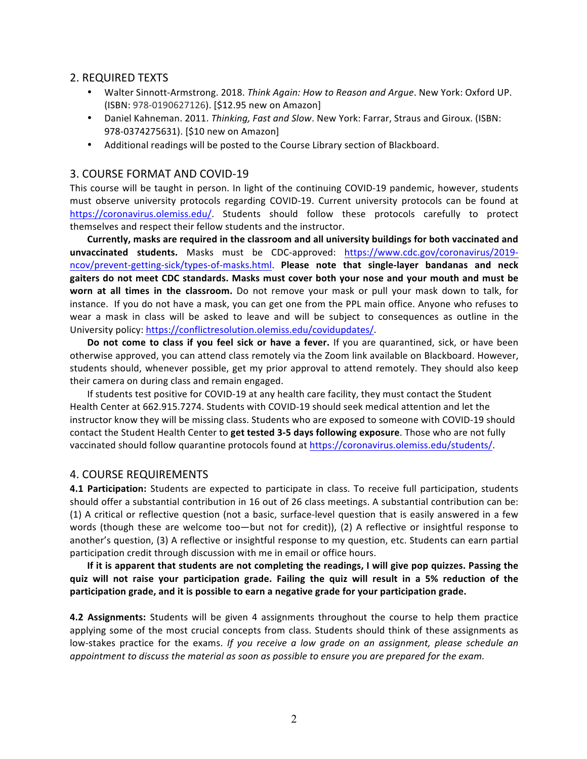## 2. REQUIRED TEXTS

- Walter Sinnott-Armstrong. 2018. *Think Again: How to Reason and Argue*. New York: Oxford UP. (ISBN: 978-0190627126). [$12.95 new on Amazon]
- Daniel Kahneman. 2011. *Thinking, Fast and Slow*. New York: Farrar, Straus and Giroux. (ISBN: 978-0374275631). [$10 new on Amazon]
- Additional readings will be posted to the Course Library section of Blackboard.

## 3. COURSE FORMAT AND COVID-19

This course will be taught in person. In light of the continuing COVID-19 pandemic, however, students must observe university protocols regarding COVID-19. Current university protocols can be found at https://coronavirus.olemiss.edu/. Students should follow these protocols carefully to protect themselves and respect their fellow students and the instructor.

**Currently, masks are required in the classroom and all university buildings for both vaccinated and unvaccinated students.** Masks must be CDC-approved: https://www.cdc.gov/coronavirus/2019-ncov/prevent-getting-sick/types-of-masks.html. **Please note that single-layer bandanas and neck gaiters do not meet CDC standards. Masks must cover both your nose and your mouth and must be worn at all times in the classroom.** Do not remove your mask or pull your mask down to talk, for instance. If you do not have a mask, you can get one from the PPL main office. Anyone who refuses to wear a mask in class will be asked to leave and will be subject to consequences as outline in the University policy: https://conflictresolution.olemiss.edu/covidupdates/.

**Do not come to class if you feel sick or have a fever.** If you are quarantined, sick, or have been otherwise approved, you can attend class remotely via the Zoom link available on Blackboard. However, students should, whenever possible, get my prior approval to attend remotely. They should also keep their camera on during class and remain engaged.

If students test positive for COVID-19 at any health care facility, they must contact the Student Health Center at 662.915.7274. Students with COVID-19 should seek medical attention and let the instructor know they will be missing class. Students who are exposed to someone with COVID-19 should contact the Student Health Center to **get tested 3-5 days following exposure**. Those who are not fully vaccinated should follow quarantine protocols found at https://coronavirus.olemiss.edu/students/.

## 4. COURSE REQUIREMENTS

**4.1 Participation:** Students are expected to participate in class. To receive full participation, students should offer a substantial contribution in 16 out of 26 class meetings. A substantial contribution can be: (1) A critical or reflective question (not a basic, surface-level question that is easily answered in a few words (though these are welcome too—but not for credit)), (2) A reflective or insightful response to another's question, (3) A reflective or insightful response to my question, etc. Students can earn partial participation credit through discussion with me in email or office hours.

**If it is apparent that students are not completing the readings, I will give pop quizzes. Passing the quiz will not raise your participation grade. Failing the quiz will result in a 5% reduction of the participation grade, and it is possible to earn a negative grade for your participation grade.**

**4.2 Assignments:** Students will be given 4 assignments throughout the course to help them practice applying some of the most crucial concepts from class. Students should think of these assignments as low-stakes practice for the exams. *If you receive a low grade on an assignment, please schedule an appointment to discuss the material as soon as possible to ensure you are prepared for the exam.*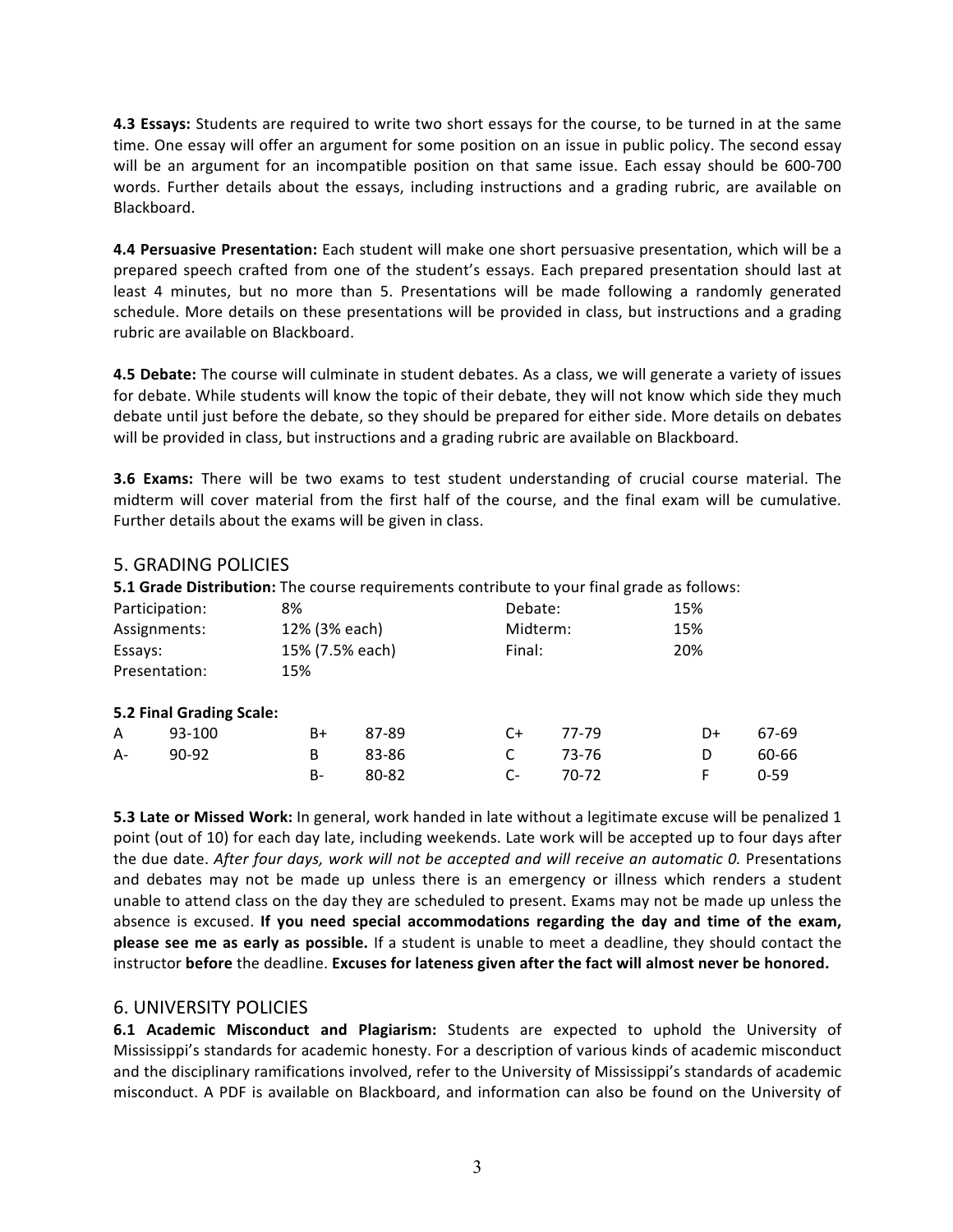**4.3 Essays:** Students are required to write two short essays for the course, to be turned in at the same time. One essay will offer an argument for some position on an issue in public policy. The second essay will be an argument for an incompatible position on that same issue. Each essay should be 600-700 words. Further details about the essays, including instructions and a grading rubric, are available on Blackboard.

**4.4 Persuasive Presentation:** Each student will make one short persuasive presentation, which will be a prepared speech crafted from one of the student's essays. Each prepared presentation should last at least 4 minutes, but no more than 5. Presentations will be made following a randomly generated schedule. More details on these presentations will be provided in class, but instructions and a grading rubric are available on Blackboard.

**4.5 Debate:** The course will culminate in student debates. As a class, we will generate a variety of issues for debate. While students will know the topic of their debate, they will not know which side they much debate until just before the debate, so they should be prepared for either side. More details on debates will be provided in class, but instructions and a grading rubric are available on Blackboard.

**3.6 Exams:** There will be two exams to test student understanding of crucial course material. The midterm will cover material from the first half of the course, and the final exam will be cumulative. Further details about the exams will be given in class.

## 5. GRADING POLICIES

**5.1 Grade Distribution:** The course requirements contribute to your final grade as follows:

| | | | |
|---|---|---|---|
| Participation: | 8% | Debate: | 15% |
| Assignments: | 12% (3% each) | Midterm: | 15% |
| Essays: | 15% (7.5% each) | Final: | 20% |
| Presentation: | 15% | | |

**5.2 Final Grading Scale:**

| | | | | | | | |
|---|---|---|---|---|---|---|---|
| A | 93-100 | B+ | 87-89 | C+ | 77-79 | D+ | 67-69 |
| A- | 90-92 | B | 83-86 | C | 73-76 | D | 60-66 |
| | | B- | 80-82 | C- | 70-72 | F | 0-59 |

**5.3 Late or Missed Work:** In general, work handed in late without a legitimate excuse will be penalized 1 point (out of 10) for each day late, including weekends. Late work will be accepted up to four days after the due date. *After four days, work will not be accepted and will receive an automatic 0.* Presentations and debates may not be made up unless there is an emergency or illness which renders a student unable to attend class on the day they are scheduled to present. Exams may not be made up unless the absence is excused. **If you need special accommodations regarding the day and time of the exam, please see me as early as possible.** If a student is unable to meet a deadline, they should contact the instructor **before** the deadline. **Excuses for lateness given after the fact will almost never be honored.**

## 6. UNIVERSITY POLICIES

**6.1 Academic Misconduct and Plagiarism:** Students are expected to uphold the University of Mississippi's standards for academic honesty. For a description of various kinds of academic misconduct and the disciplinary ramifications involved, refer to the University of Mississippi's standards of academic misconduct. A PDF is available on Blackboard, and information can also be found on the University of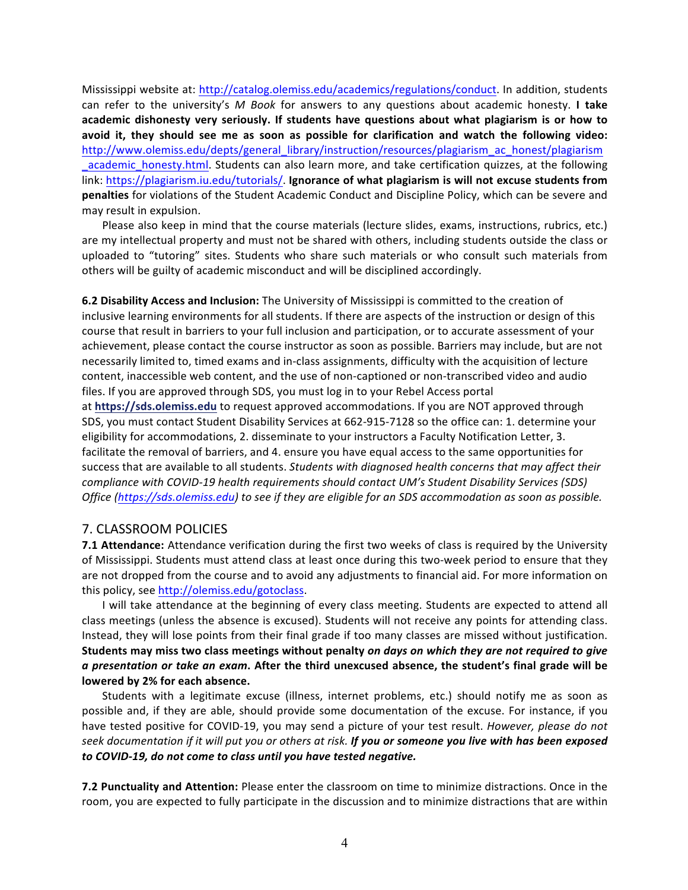Mississippi website at: http://catalog.olemiss.edu/academics/regulations/conduct. In addition, students can refer to the university's *M Book* for answers to any questions about academic honesty. **I take academic dishonesty very seriously. If students have questions about what plagiarism is or how to avoid it, they should see me as soon as possible for clarification and watch the following video:** http://www.olemiss.edu/depts/general_library/instruction/resources/plagiarism_ac_honest/plagiarism_academic_honesty.html. Students can also learn more, and take certification quizzes, at the following link: https://plagiarism.iu.edu/tutorials/. **Ignorance of what plagiarism is will not excuse students from penalties** for violations of the Student Academic Conduct and Discipline Policy, which can be severe and may result in expulsion.

Please also keep in mind that the course materials (lecture slides, exams, instructions, rubrics, etc.) are my intellectual property and must not be shared with others, including students outside the class or uploaded to "tutoring" sites. Students who share such materials or who consult such materials from others will be guilty of academic misconduct and will be disciplined accordingly.

**6.2 Disability Access and Inclusion:** The University of Mississippi is committed to the creation of inclusive learning environments for all students. If there are aspects of the instruction or design of this course that result in barriers to your full inclusion and participation, or to accurate assessment of your achievement, please contact the course instructor as soon as possible. Barriers may include, but are not necessarily limited to, timed exams and in-class assignments, difficulty with the acquisition of lecture content, inaccessible web content, and the use of non-captioned or non-transcribed video and audio files. If you are approved through SDS, you must log in to your Rebel Access portal at **https://sds.olemiss.edu** to request approved accommodations. If you are NOT approved through SDS, you must contact Student Disability Services at 662-915-7128 so the office can: 1. determine your eligibility for accommodations, 2. disseminate to your instructors a Faculty Notification Letter, 3. facilitate the removal of barriers, and 4. ensure you have equal access to the same opportunities for success that are available to all students. *Students with diagnosed health concerns that may affect their compliance with COVID-19 health requirements should contact UM's Student Disability Services (SDS) Office (https://sds.olemiss.edu) to see if they are eligible for an SDS accommodation as soon as possible.*

## 7. CLASSROOM POLICIES

**7.1 Attendance:** Attendance verification during the first two weeks of class is required by the University of Mississippi. Students must attend class at least once during this two-week period to ensure that they are not dropped from the course and to avoid any adjustments to financial aid. For more information on this policy, see http://olemiss.edu/gotoclass.

I will take attendance at the beginning of every class meeting. Students are expected to attend all class meetings (unless the absence is excused). Students will not receive any points for attending class. Instead, they will lose points from their final grade if too many classes are missed without justification. **Students may miss two class meetings without penalty *on days on which they are not required to give a presentation or take an exam*. After the third unexcused absence, the student's final grade will be lowered by 2% for each absence.**

Students with a legitimate excuse (illness, internet problems, etc.) should notify me as soon as possible and, if they are able, should provide some documentation of the excuse. For instance, if you have tested positive for COVID-19, you may send a picture of your test result. *However, please do not seek documentation if it will put you or others at risk.* ***If you or someone you live with has been exposed to COVID-19, do not come to class until you have tested negative.***

**7.2 Punctuality and Attention:** Please enter the classroom on time to minimize distractions. Once in the room, you are expected to fully participate in the discussion and to minimize distractions that are within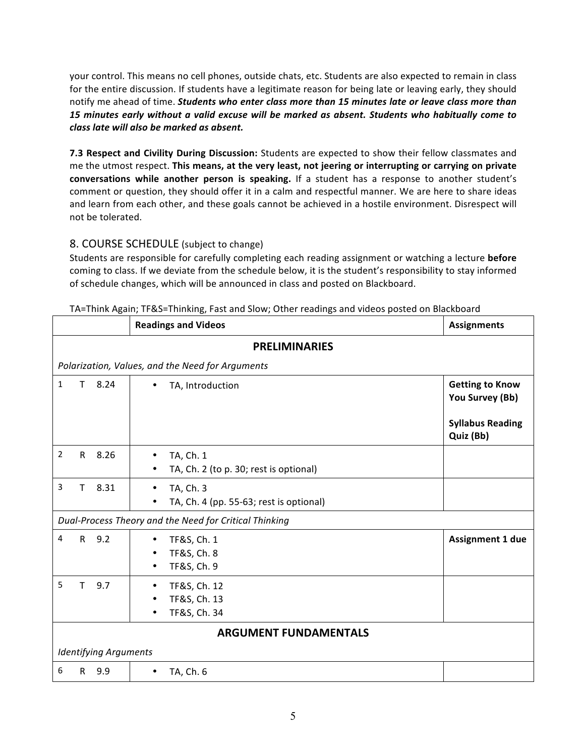your control. This means no cell phones, outside chats, etc. Students are also expected to remain in class for the entire discussion. If students have a legitimate reason for being late or leaving early, they should notify me ahead of time. ***Students who enter class more than 15 minutes late or leave class more than 15 minutes early without a valid excuse will be marked as absent. Students who habitually come to class late will also be marked as absent.***

**7.3 Respect and Civility During Discussion:** Students are expected to show their fellow classmates and me the utmost respect. **This means, at the very least, not jeering or interrupting or carrying on private conversations while another person is speaking.** If a student has a response to another student's comment or question, they should offer it in a calm and respectful manner. We are here to share ideas and learn from each other, and these goals cannot be achieved in a hostile environment. Disrespect will not be tolerated.

## 8. COURSE SCHEDULE (subject to change)

Students are responsible for carefully completing each reading assignment or watching a lecture **before** coming to class. If we deviate from the schedule below, it is the student's responsibility to stay informed of schedule changes, which will be announced in class and posted on Blackboard.

TA=Think Again; TF&S=Thinking, Fast and Slow; Other readings and videos posted on Blackboard

| | **Readings and Videos** | **Assignments** |
|---|---|---|
| | **PRELIMINARIES** | |
| *Polarization, Values, and the Need for Arguments* | | |
| 1 T 8.24 | • TA, Introduction | **Getting to Know You Survey (Bb)**<br><br>**Syllabus Reading Quiz (Bb)** |
| 2 R 8.26 | • TA, Ch. 1<br>• TA, Ch. 2 (to p. 30; rest is optional) | |
| 3 T 8.31 | • TA, Ch. 3<br>• TA, Ch. 4 (pp. 55-63; rest is optional) | |
| *Dual-Process Theory and the Need for Critical Thinking* | | |
| 4 R 9.2 | • TF&S, Ch. 1<br>• TF&S, Ch. 8<br>• TF&S, Ch. 9 | **Assignment 1 due** |
| 5 T 9.7 | • TF&S, Ch. 12<br>• TF&S, Ch. 13<br>• TF&S, Ch. 34 | |
| | **ARGUMENT FUNDAMENTALS** | |
| *Identifying Arguments* | | |
| 6 R 9.9 | • TA, Ch. 6 | |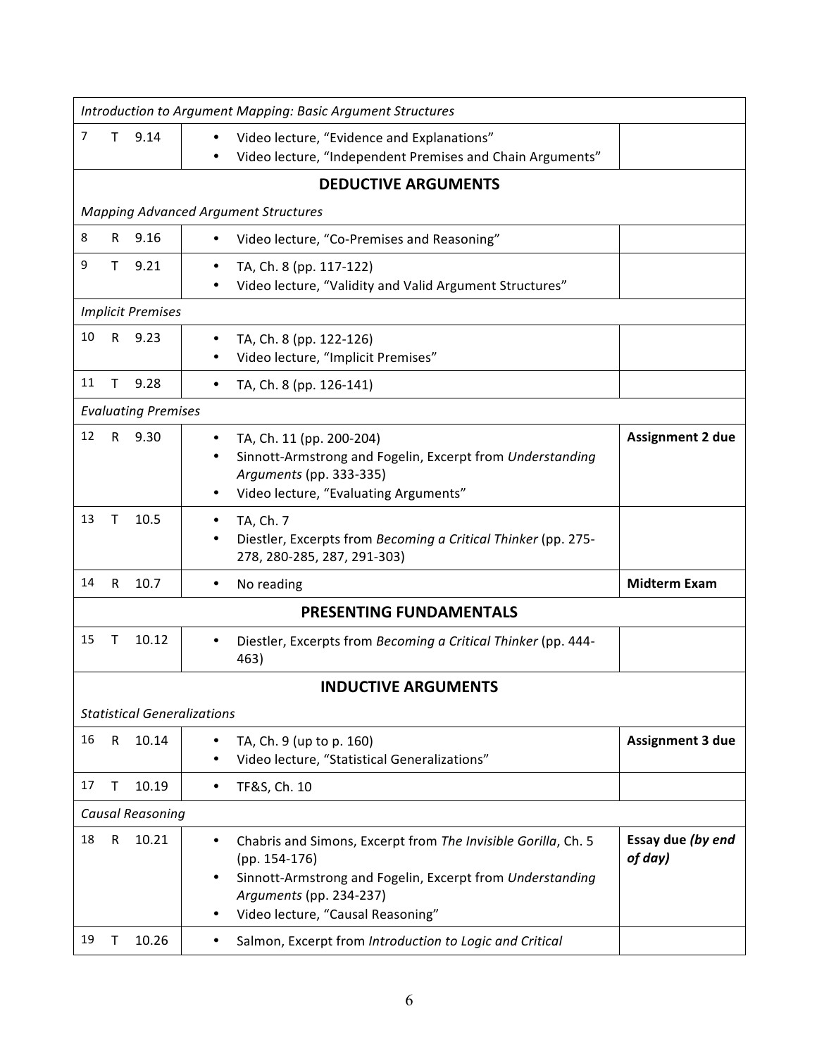| | | | |
|---|---|---|---|
| *Introduction to Argument Mapping: Basic Argument Structures* | | | |
| 7 T 9.14 | • Video lecture, "Evidence and Explanations"<br>• Video lecture, "Independent Premises and Chain Arguments" | | |
| **DEDUCTIVE ARGUMENTS** | | | |
| *Mapping Advanced Argument Structures* | | | |
| 8 R 9.16 | • Video lecture, "Co-Premises and Reasoning" | | |
| 9 T 9.21 | • TA, Ch. 8 (pp. 117-122)<br>• Video lecture, "Validity and Valid Argument Structures" | | |
| *Implicit Premises* | | | |
| 10 R 9.23 | • TA, Ch. 8 (pp. 122-126)<br>• Video lecture, "Implicit Premises" | | |
| 11 T 9.28 | • TA, Ch. 8 (pp. 126-141) | | |
| *Evaluating Premises* | | | |
| 12 R 9.30 | • TA, Ch. 11 (pp. 200-204)<br>• Sinnott-Armstrong and Fogelin, Excerpt from *Understanding Arguments* (pp. 333-335)<br>• Video lecture, "Evaluating Arguments" | **Assignment 2 due** | |
| 13 T 10.5 | • TA, Ch. 7<br>• Diestler, Excerpts from *Becoming a Critical Thinker* (pp. 275-278, 280-285, 287, 291-303) | | |
| 14 R 10.7 | • No reading | **Midterm Exam** | |
| **PRESENTING FUNDAMENTALS** | | | |
| 15 T 10.12 | • Diestler, Excerpts from *Becoming a Critical Thinker* (pp. 444-463) | | |
| **INDUCTIVE ARGUMENTS** | | | |
| *Statistical Generalizations* | | | |
| 16 R 10.14 | • TA, Ch. 9 (up to p. 160)<br>• Video lecture, "Statistical Generalizations" | **Assignment 3 due** | |
| 17 T 10.19 | • TF&S, Ch. 10 | | |
| *Causal Reasoning* | | | |
| 18 R 10.21 | • Chabris and Simons, Excerpt from *The Invisible Gorilla*, Ch. 5 (pp. 154-176)<br>• Sinnott-Armstrong and Fogelin, Excerpt from *Understanding Arguments* (pp. 234-237)<br>• Video lecture, "Causal Reasoning" | **Essay due** ***(by end of day)*** | |
| 19 T 10.26 | • Salmon, Excerpt from *Introduction to Logic and Critical* | | |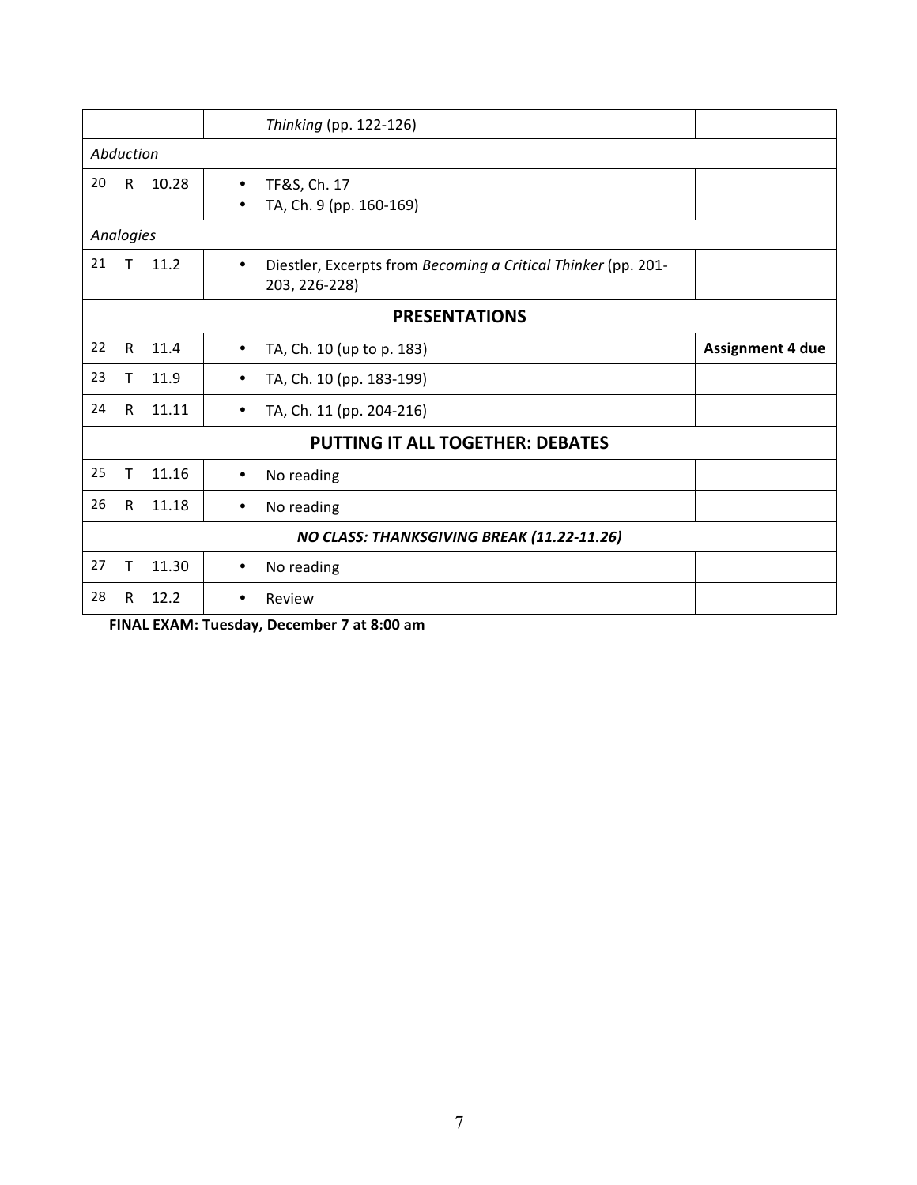| | | | |
|---|---|---|---|
| | | *Thinking* (pp. 122-126) | |
| *Abduction* | | | |
| 20 R 10.28 | | • TF&S, Ch. 17<br>• TA, Ch. 9 (pp. 160-169) | |
| *Analogies* | | | |
| 21 T 11.2 | | • Diestler, Excerpts from *Becoming a Critical Thinker* (pp. 201-203, 226-228) | |
| **PRESENTATIONS** | | | |
| 22 R 11.4 | | • TA, Ch. 10 (up to p. 183) | **Assignment 4 due** |
| 23 T 11.9 | | • TA, Ch. 10 (pp. 183-199) | |
| 24 R 11.11 | | • TA, Ch. 11 (pp. 204-216) | |
| **PUTTING IT ALL TOGETHER: DEBATES** | | | |
| 25 T 11.16 | | • No reading | |
| 26 R 11.18 | | • No reading | |
| ***NO CLASS: THANKSGIVING BREAK (11.22-11.26)*** | | | |
| 27 T 11.30 | | • No reading | |
| 28 R 12.2 | | • Review | |

**FINAL EXAM: Tuesday, December 7 at 8:00 am**